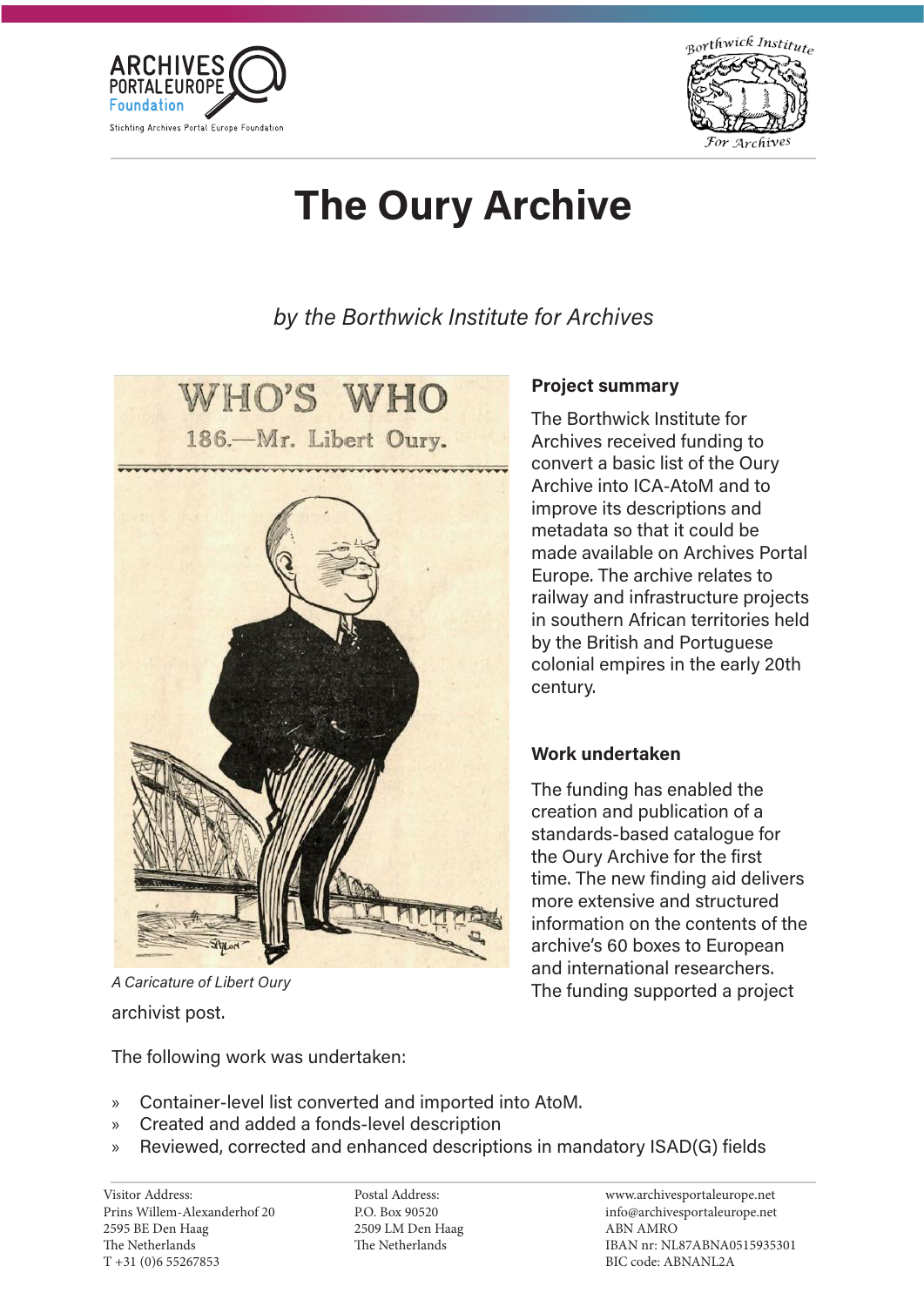# The Oury Archive

*by the Borthwick Institute for Archives*

*A Caricature of Libert Oury*

**Project summary**

The Borthwick Institute for Archives received funding to convert a basic list of the Oury Archive into ICA-AtoM and to improve its descriptions and metadata so that it could be made available on Archives Portal Europe. The archive relates to railway and infrastructure projects in southern African territories held by the British and Portuguese colonial empires in the early 20th century.

**Work undertaken**

The funding has enabled the creation and publication of a standards-based catalogue for the Oury Archive for the first time. The new finding aid delivers more extensive and structured information on the contents of the archive's 60 boxes to European and international researchers. The funding supported a project archivist post.

The following work was undertaken:

- Container-level list converted and imported into AtoM.
- Created and added a fonds-level description
- Reviewed, corrected and enhanced descriptions in mandatory ISAD(G) fields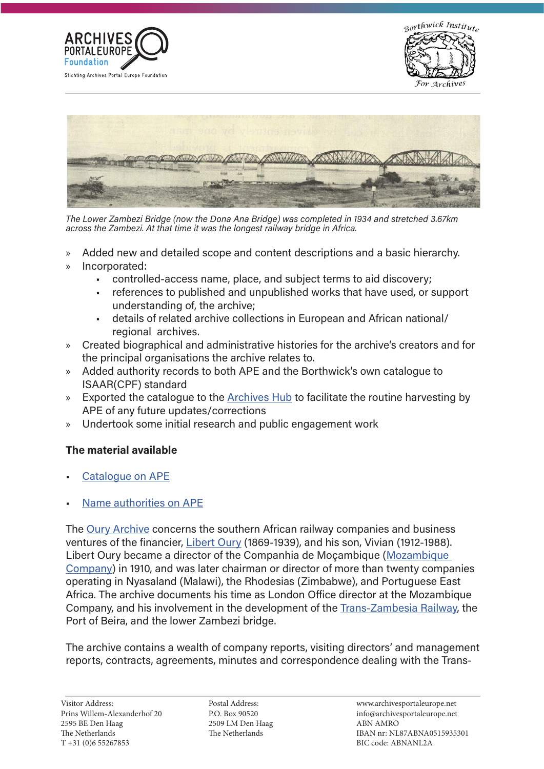*The Lower Zambezi Bridge (now the Dona Ana Bridge) was completed in 1934 and stretched 3.67km across the Zambezi. At that time it was the longest railway bridge in Africa.*

- Added new and detailed scope and content descriptions and a basic hierarchy.
- Incorporated:
  - controlled-access name, place, and subject terms to aid discovery;
  - references to published and unpublished works that have used, or support understanding of, the archive;
  - details of related archive collections in European and African national/ regional archives.
- Created biographical and administrative histories for the archive's creators and for the principal organisations the archive relates to.
- Added authority records to both APE and the Borthwick's own catalogue to ISAAR(CPF) standard
- Exported the catalogue to the Archives Hub to facilitate the routine harvesting by APE of any future updates/corrections
- Undertook some initial research and public engagement work

**The material available**

- Catalogue on APE
- Name authorities on APE

The Oury Archive concerns the southern African railway companies and business ventures of the financier, Libert Oury (1869-1939), and his son, Vivian (1912-1988). Libert Oury became a director of the Companhia de Moçambique (Mozambique Company) in 1910, and was later chairman or director of more than twenty companies operating in Nyasaland (Malawi), the Rhodesias (Zimbabwe), and Portuguese East Africa. The archive documents his time as London Office director at the Mozambique Company, and his involvement in the development of the Trans-Zambesia Railway, the Port of Beira, and the lower Zambezi bridge.

The archive contains a wealth of company reports, visiting directors' and management reports, contracts, agreements, minutes and correspondence dealing with the Trans-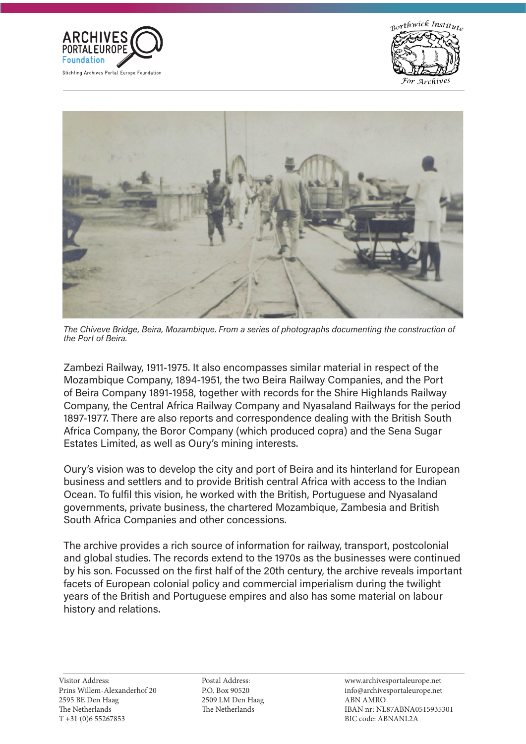*The Chiveve Bridge, Beira, Mozambique. From a series of photographs documenting the construction of the Port of Beira.*

Zambezi Railway, 1911-1975. It also encompasses similar material in respect of the Mozambique Company, 1894-1951, the two Beira Railway Companies, and the Port of Beira Company 1891-1958, together with records for the Shire Highlands Railway Company, the Central Africa Railway Company and Nyasaland Railways for the period 1897-1977. There are also reports and correspondence dealing with the British South Africa Company, the Boror Company (which produced copra) and the Sena Sugar Estates Limited, as well as Oury's mining interests.

Oury's vision was to develop the city and port of Beira and its hinterland for European business and settlers and to provide British central Africa with access to the Indian Ocean. To fulfil this vision, he worked with the British, Portuguese and Nyasaland governments, private business, the chartered Mozambique, Zambesia and British South Africa Companies and other concessions.

The archive provides a rich source of information for railway, transport, postcolonial and global studies. The records extend to the 1970s as the businesses were continued by his son. Focussed on the first half of the 20th century, the archive reveals important facets of European colonial policy and commercial imperialism during the twilight years of the British and Portuguese empires and also has some material on labour history and relations.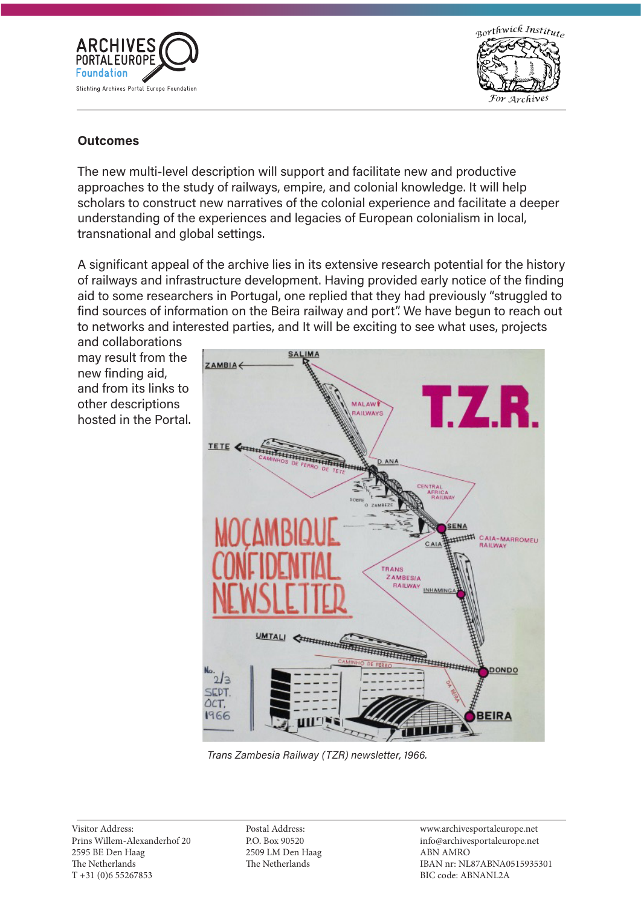## Outcomes

The new multi-level description will support and facilitate new and productive approaches to the study of railways, empire, and colonial knowledge. It will help scholars to construct new narratives of the colonial experience and facilitate a deeper understanding of the experiences and legacies of European colonialism in local, transnational and global settings.

A significant appeal of the archive lies in its extensive research potential for the history of railways and infrastructure development. Having provided early notice of the finding aid to some researchers in Portugal, one replied that they had previously "struggled to find sources of information on the Beira railway and port". We have begun to reach out to networks and interested parties, and It will be exciting to see what uses, projects and collaborations may result from the new finding aid, and from its links to other descriptions hosted in the Portal.

*Trans Zambesia Railway (TZR) newsletter, 1966.*